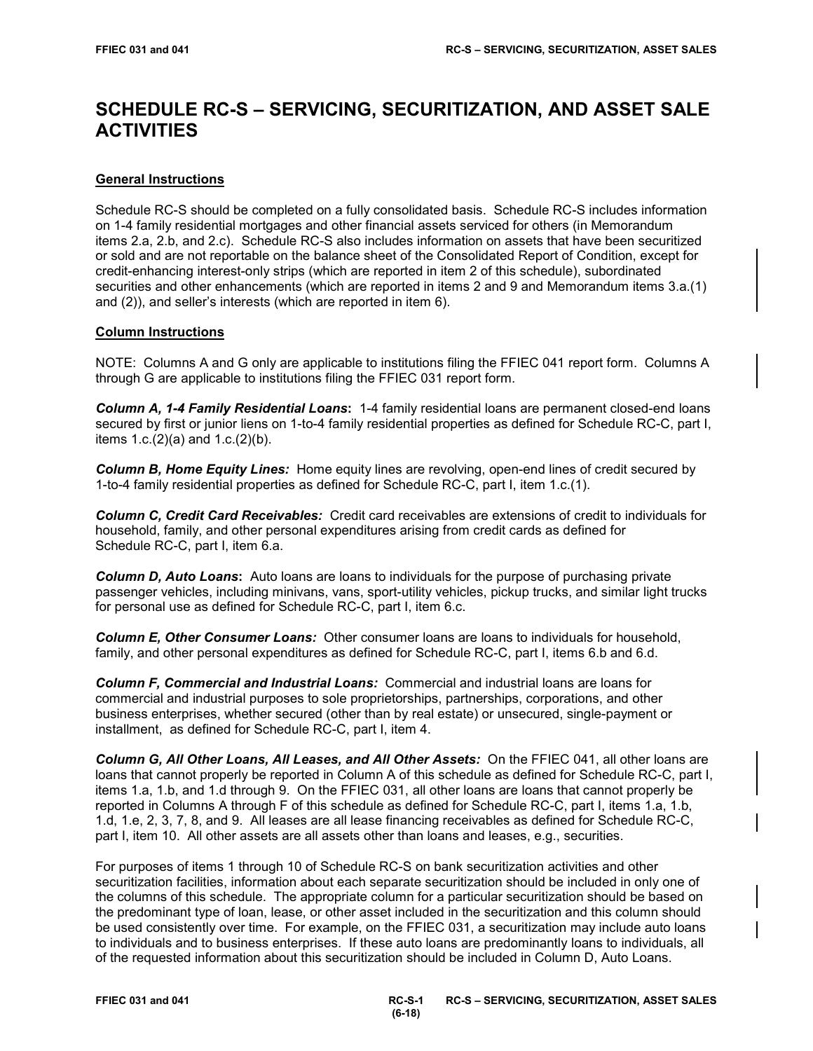# SCHEDULE RC-S – SERVICING, SECURITIZATION, AND ASSET SALE ACTIVITIES

## General Instructions

Schedule RC-S should be completed on a fully consolidated basis. Schedule RC-S includes information on 1-4 family residential mortgages and other financial assets serviced for others (in Memorandum items 2.a, 2.b, and 2.c). Schedule RC-S also includes information on assets that have been securitized or sold and are not reportable on the balance sheet of the Consolidated Report of Condition, except for credit-enhancing interest-only strips (which are reported in item 2 of this schedule), subordinated securities and other enhancements (which are reported in items 2 and 9 and Memorandum items 3.a.(1) and (2)), and seller's interests (which are reported in item 6).

## Column Instructions

NOTE: Columns A and G only are applicable to institutions filing the FFIEC 041 report form. Columns A through G are applicable to institutions filing the FFIEC 031 report form.

***Column A, 1-4 Family Residential Loans*:** 1-4 family residential loans are permanent closed-end loans secured by first or junior liens on 1-to-4 family residential properties as defined for Schedule RC-C, part I, items 1.c.(2)(a) and 1.c.(2)(b).

***Column B, Home Equity Lines:*** Home equity lines are revolving, open-end lines of credit secured by 1-to-4 family residential properties as defined for Schedule RC-C, part I, item 1.c.(1).

***Column C, Credit Card Receivables:*** Credit card receivables are extensions of credit to individuals for household, family, and other personal expenditures arising from credit cards as defined for Schedule RC-C, part I, item 6.a.

***Column D, Auto Loans*:** Auto loans are loans to individuals for the purpose of purchasing private passenger vehicles, including minivans, vans, sport-utility vehicles, pickup trucks, and similar light trucks for personal use as defined for Schedule RC-C, part I, item 6.c.

***Column E, Other Consumer Loans:*** Other consumer loans are loans to individuals for household, family, and other personal expenditures as defined for Schedule RC-C, part I, items 6.b and 6.d.

***Column F, Commercial and Industrial Loans:*** Commercial and industrial loans are loans for commercial and industrial purposes to sole proprietorships, partnerships, corporations, and other business enterprises, whether secured (other than by real estate) or unsecured, single-payment or installment, as defined for Schedule RC-C, part I, item 4.

***Column G, All Other Loans, All Leases, and All Other Assets:*** On the FFIEC 041, all other loans are loans that cannot properly be reported in Column A of this schedule as defined for Schedule RC-C, part I, items 1.a, 1.b, and 1.d through 9. On the FFIEC 031, all other loans are loans that cannot properly be reported in Columns A through F of this schedule as defined for Schedule RC-C, part I, items 1.a, 1.b, 1.d, 1.e, 2, 3, 7, 8, and 9. All leases are all lease financing receivables as defined for Schedule RC-C, part I, item 10. All other assets are all assets other than loans and leases, e.g., securities.

For purposes of items 1 through 10 of Schedule RC-S on bank securitization activities and other securitization facilities, information about each separate securitization should be included in only one of the columns of this schedule. The appropriate column for a particular securitization should be based on the predominant type of loan, lease, or other asset included in the securitization and this column should be used consistently over time. For example, on the FFIEC 031, a securitization may include auto loans to individuals and to business enterprises. If these auto loans are predominantly loans to individuals, all of the requested information about this securitization should be included in Column D, Auto Loans.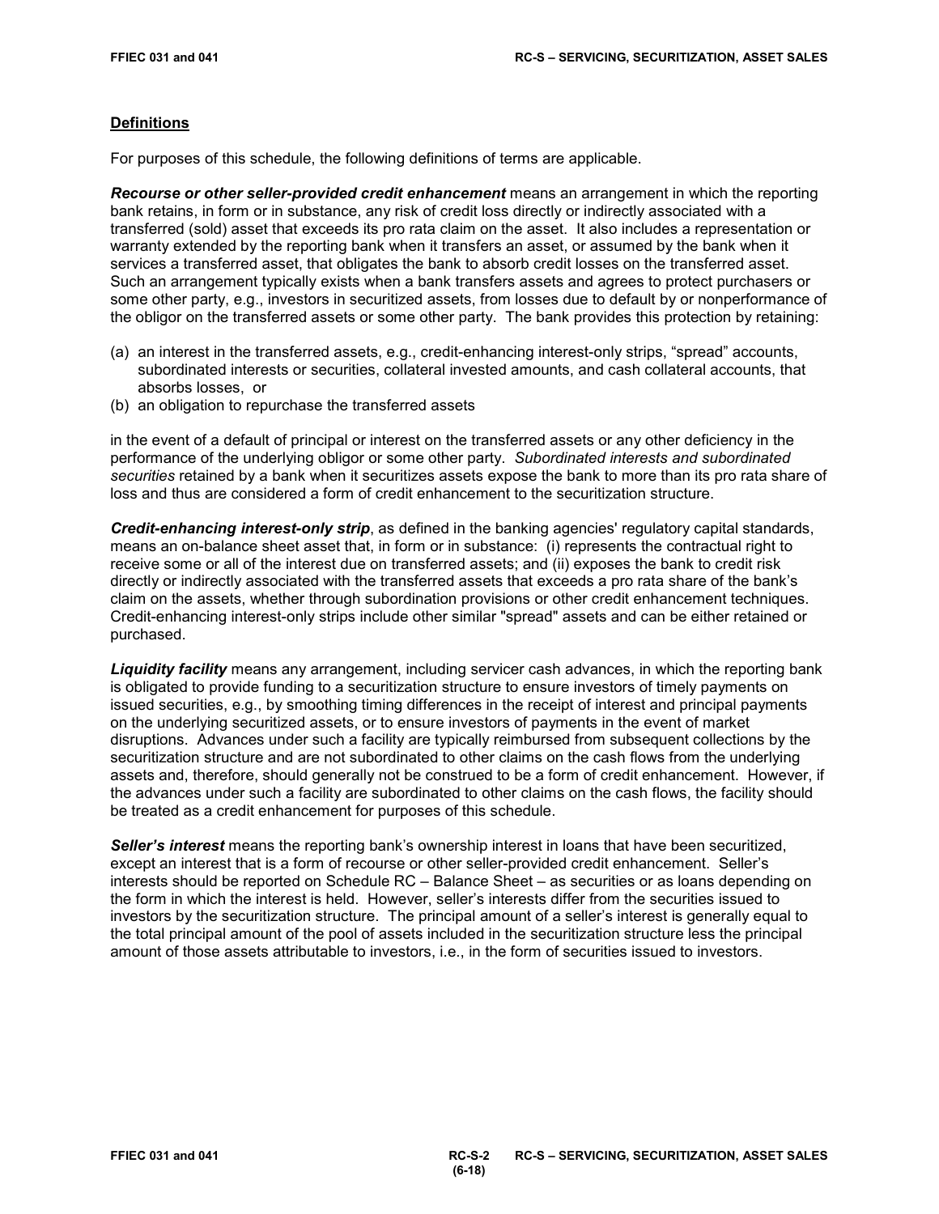## Definitions

For purposes of this schedule, the following definitions of terms are applicable.

***Recourse or other seller-provided credit enhancement*** means an arrangement in which the reporting bank retains, in form or in substance, any risk of credit loss directly or indirectly associated with a transferred (sold) asset that exceeds its pro rata claim on the asset. It also includes a representation or warranty extended by the reporting bank when it transfers an asset, or assumed by the bank when it services a transferred asset, that obligates the bank to absorb credit losses on the transferred asset. Such an arrangement typically exists when a bank transfers assets and agrees to protect purchasers or some other party, e.g., investors in securitized assets, from losses due to default by or nonperformance of the obligor on the transferred assets or some other party. The bank provides this protection by retaining:

(a) an interest in the transferred assets, e.g., credit-enhancing interest-only strips, "spread" accounts, subordinated interests or securities, collateral invested amounts, and cash collateral accounts, that absorbs losses, or
(b) an obligation to repurchase the transferred assets

in the event of a default of principal or interest on the transferred assets or any other deficiency in the performance of the underlying obligor or some other party. *Subordinated interests and subordinated securities* retained by a bank when it securitizes assets expose the bank to more than its pro rata share of loss and thus are considered a form of credit enhancement to the securitization structure.

***Credit-enhancing interest-only strip***, as defined in the banking agencies' regulatory capital standards, means an on-balance sheet asset that, in form or in substance: (i) represents the contractual right to receive some or all of the interest due on transferred assets; and (ii) exposes the bank to credit risk directly or indirectly associated with the transferred assets that exceeds a pro rata share of the bank's claim on the assets, whether through subordination provisions or other credit enhancement techniques. Credit-enhancing interest-only strips include other similar "spread" assets and can be either retained or purchased.

***Liquidity facility*** means any arrangement, including servicer cash advances, in which the reporting bank is obligated to provide funding to a securitization structure to ensure investors of timely payments on issued securities, e.g., by smoothing timing differences in the receipt of interest and principal payments on the underlying securitized assets, or to ensure investors of payments in the event of market disruptions. Advances under such a facility are typically reimbursed from subsequent collections by the securitization structure and are not subordinated to other claims on the cash flows from the underlying assets and, therefore, should generally not be construed to be a form of credit enhancement. However, if the advances under such a facility are subordinated to other claims on the cash flows, the facility should be treated as a credit enhancement for purposes of this schedule.

***Seller's interest*** means the reporting bank's ownership interest in loans that have been securitized, except an interest that is a form of recourse or other seller-provided credit enhancement. Seller's interests should be reported on Schedule RC – Balance Sheet – as securities or as loans depending on the form in which the interest is held. However, seller's interests differ from the securities issued to investors by the securitization structure. The principal amount of a seller's interest is generally equal to the total principal amount of the pool of assets included in the securitization structure less the principal amount of those assets attributable to investors, i.e., in the form of securities issued to investors.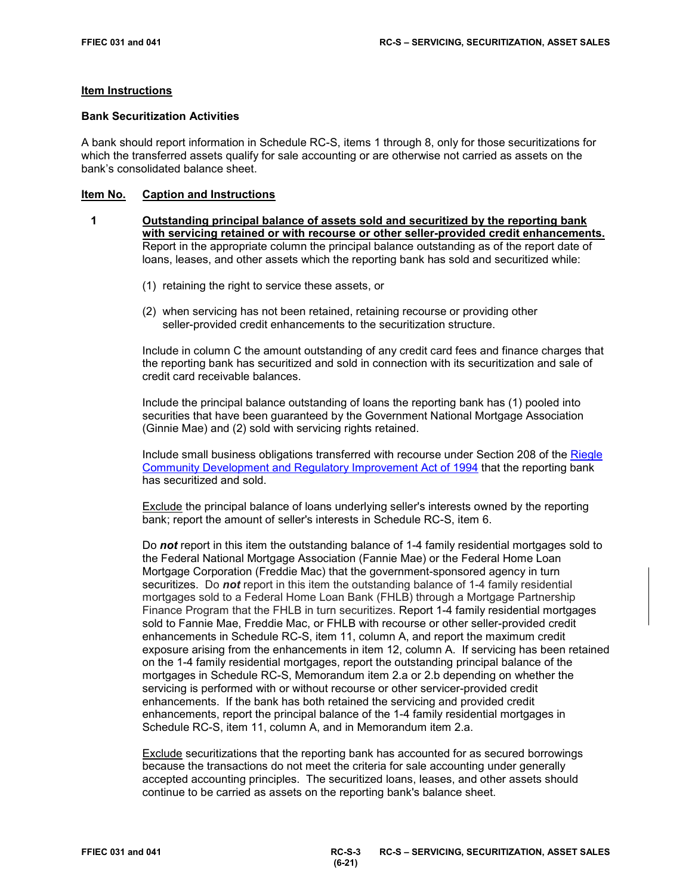## Item Instructions

### Bank Securitization Activities

A bank should report information in Schedule RC-S, items 1 through 8, only for those securitizations for which the transferred assets qualify for sale accounting or are otherwise not carried as assets on the bank's consolidated balance sheet.

**Item No.** **Caption and Instructions**

**1** **Outstanding principal balance of assets sold and securitized by the reporting bank with servicing retained or with recourse or other seller-provided credit enhancements.** Report in the appropriate column the principal balance outstanding as of the report date of loans, leases, and other assets which the reporting bank has sold and securitized while:

(1) retaining the right to service these assets, or

(2) when servicing has not been retained, retaining recourse or providing other seller-provided credit enhancements to the securitization structure.

Include in column C the amount outstanding of any credit card fees and finance charges that the reporting bank has securitized and sold in connection with its securitization and sale of credit card receivable balances.

Include the principal balance outstanding of loans the reporting bank has (1) pooled into securities that have been guaranteed by the Government National Mortgage Association (Ginnie Mae) and (2) sold with servicing rights retained.

Include small business obligations transferred with recourse under Section 208 of the Riegle Community Development and Regulatory Improvement Act of 1994 that the reporting bank has securitized and sold.

Exclude the principal balance of loans underlying seller's interests owned by the reporting bank; report the amount of seller's interests in Schedule RC-S, item 6.

Do ***not*** report in this item the outstanding balance of 1-4 family residential mortgages sold to the Federal National Mortgage Association (Fannie Mae) or the Federal Home Loan Mortgage Corporation (Freddie Mac) that the government-sponsored agency in turn securitizes. Do ***not*** report in this item the outstanding balance of 1-4 family residential mortgages sold to a Federal Home Loan Bank (FHLB) through a Mortgage Partnership Finance Program that the FHLB in turn securitizes. Report 1-4 family residential mortgages sold to Fannie Mae, Freddie Mac, or FHLB with recourse or other seller-provided credit enhancements in Schedule RC-S, item 11, column A, and report the maximum credit exposure arising from the enhancements in item 12, column A. If servicing has been retained on the 1-4 family residential mortgages, report the outstanding principal balance of the mortgages in Schedule RC-S, Memorandum item 2.a or 2.b depending on whether the servicing is performed with or without recourse or other servicer-provided credit enhancements. If the bank has both retained the servicing and provided credit enhancements, report the principal balance of the 1-4 family residential mortgages in Schedule RC-S, item 11, column A, and in Memorandum item 2.a.

Exclude securitizations that the reporting bank has accounted for as secured borrowings because the transactions do not meet the criteria for sale accounting under generally accepted accounting principles. The securitized loans, leases, and other assets should continue to be carried as assets on the reporting bank's balance sheet.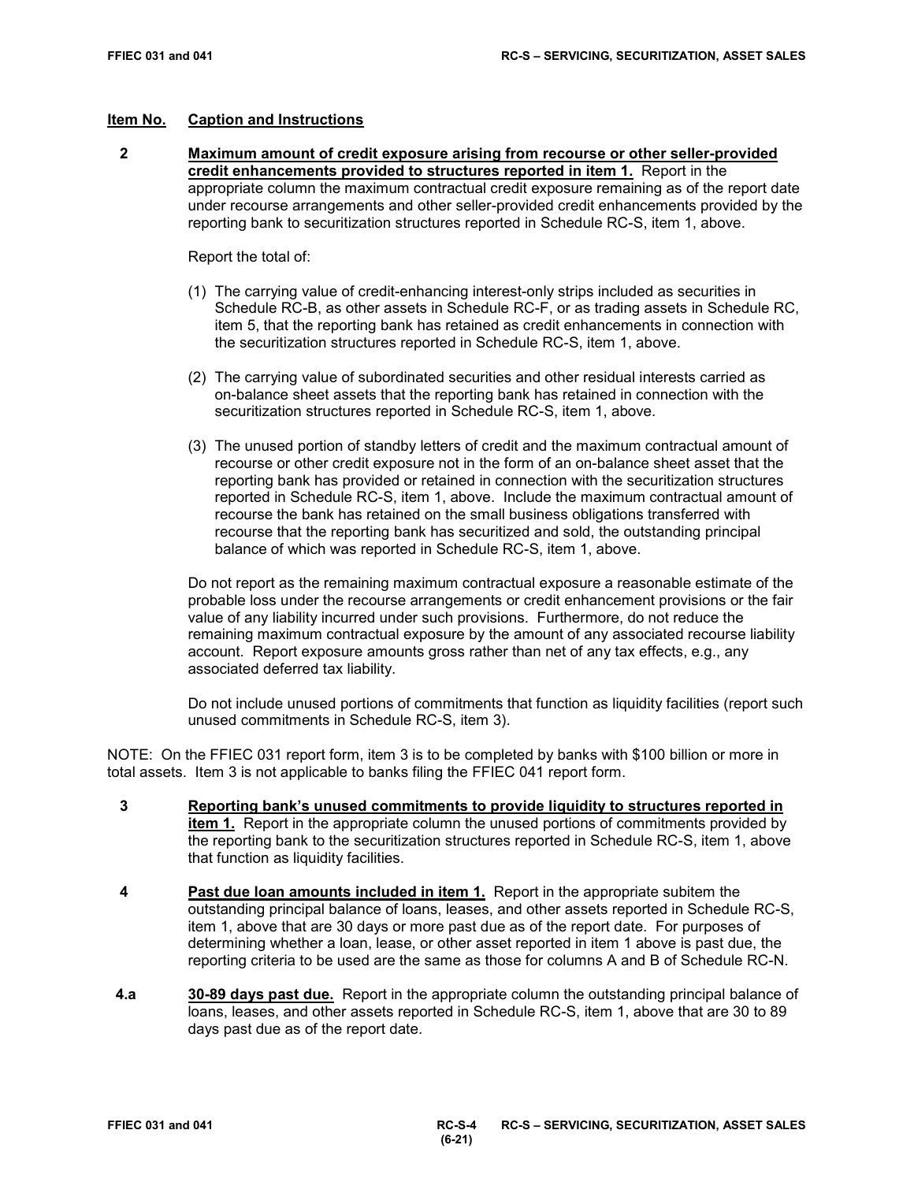## Item No. Caption and Instructions

**2** **Maximum amount of credit exposure arising from recourse or other seller-provided credit enhancements provided to structures reported in item 1.** Report in the appropriate column the maximum contractual credit exposure remaining as of the report date under recourse arrangements and other seller-provided credit enhancements provided by the reporting bank to securitization structures reported in Schedule RC-S, item 1, above.

Report the total of:

(1) The carrying value of credit-enhancing interest-only strips included as securities in Schedule RC-B, as other assets in Schedule RC-F, or as trading assets in Schedule RC, item 5, that the reporting bank has retained as credit enhancements in connection with the securitization structures reported in Schedule RC-S, item 1, above.

(2) The carrying value of subordinated securities and other residual interests carried as on-balance sheet assets that the reporting bank has retained in connection with the securitization structures reported in Schedule RC-S, item 1, above.

(3) The unused portion of standby letters of credit and the maximum contractual amount of recourse or other credit exposure not in the form of an on-balance sheet asset that the reporting bank has provided or retained in connection with the securitization structures reported in Schedule RC-S, item 1, above. Include the maximum contractual amount of recourse the bank has retained on the small business obligations transferred with recourse that the reporting bank has securitized and sold, the outstanding principal balance of which was reported in Schedule RC-S, item 1, above.

Do not report as the remaining maximum contractual exposure a reasonable estimate of the probable loss under the recourse arrangements or credit enhancement provisions or the fair value of any liability incurred under such provisions. Furthermore, do not reduce the remaining maximum contractual exposure by the amount of any associated recourse liability account. Report exposure amounts gross rather than net of any tax effects, e.g., any associated deferred tax liability.

Do not include unused portions of commitments that function as liquidity facilities (report such unused commitments in Schedule RC-S, item 3).

NOTE: On the FFIEC 031 report form, item 3 is to be completed by banks with $100 billion or more in total assets. Item 3 is not applicable to banks filing the FFIEC 041 report form.

**3** **Reporting bank's unused commitments to provide liquidity to structures reported in item 1.** Report in the appropriate column the unused portions of commitments provided by the reporting bank to the securitization structures reported in Schedule RC-S, item 1, above that function as liquidity facilities.

**4** **Past due loan amounts included in item 1.** Report in the appropriate subitem the outstanding principal balance of loans, leases, and other assets reported in Schedule RC-S, item 1, above that are 30 days or more past due as of the report date. For purposes of determining whether a loan, lease, or other asset reported in item 1 above is past due, the reporting criteria to be used are the same as those for columns A and B of Schedule RC-N.

**4.a** **30-89 days past due.** Report in the appropriate column the outstanding principal balance of loans, leases, and other assets reported in Schedule RC-S, item 1, above that are 30 to 89 days past due as of the report date.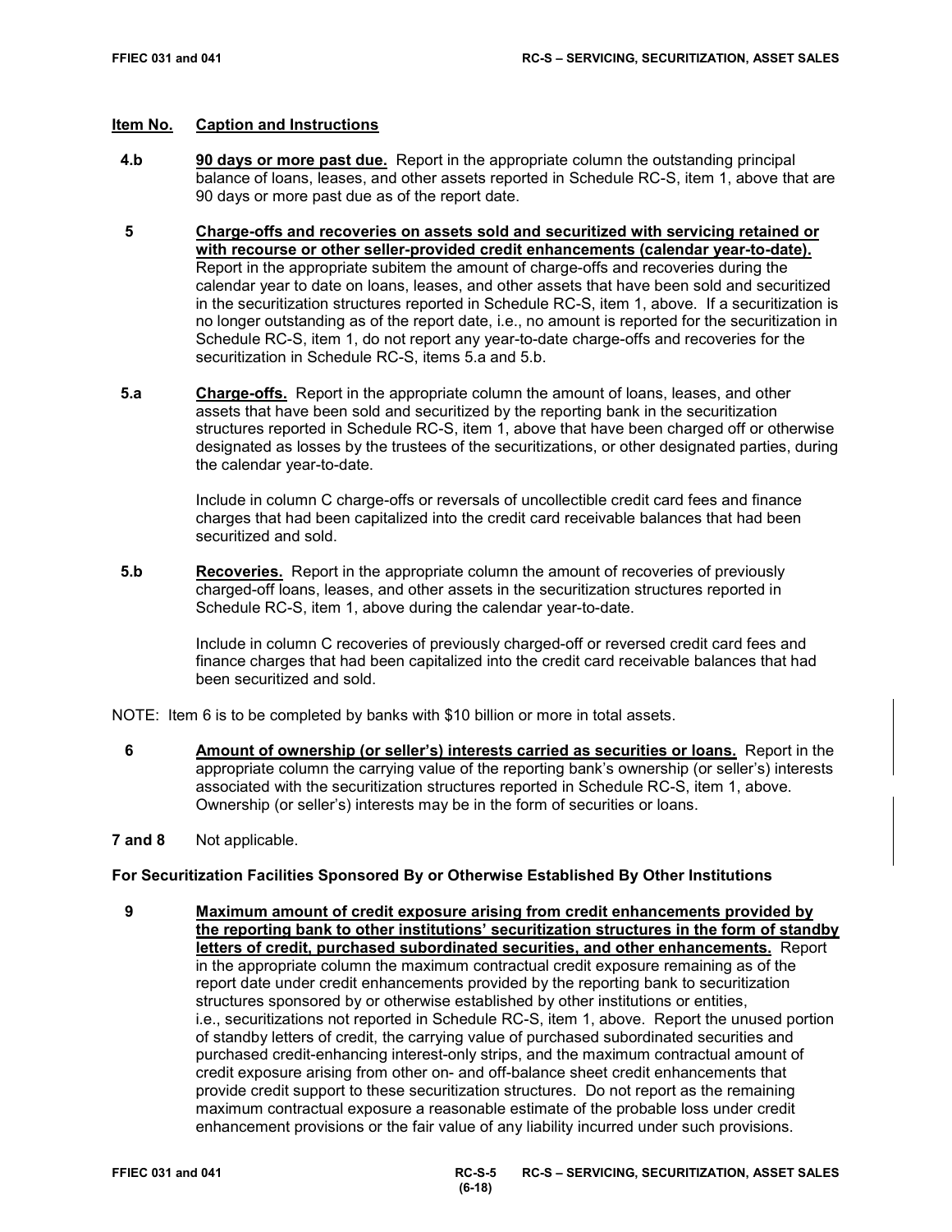**Item No. Caption and Instructions**

**4.b** **90 days or more past due.** Report in the appropriate column the outstanding principal balance of loans, leases, and other assets reported in Schedule RC-S, item 1, above that are 90 days or more past due as of the report date.

**5** **Charge-offs and recoveries on assets sold and securitized with servicing retained or with recourse or other seller-provided credit enhancements (calendar year-to-date).** Report in the appropriate subitem the amount of charge-offs and recoveries during the calendar year to date on loans, leases, and other assets that have been sold and securitized in the securitization structures reported in Schedule RC-S, item 1, above. If a securitization is no longer outstanding as of the report date, i.e., no amount is reported for the securitization in Schedule RC-S, item 1, do not report any year-to-date charge-offs and recoveries for the securitization in Schedule RC-S, items 5.a and 5.b.

**5.a** **Charge-offs.** Report in the appropriate column the amount of loans, leases, and other assets that have been sold and securitized by the reporting bank in the securitization structures reported in Schedule RC-S, item 1, above that have been charged off or otherwise designated as losses by the trustees of the securitizations, or other designated parties, during the calendar year-to-date.

Include in column C charge-offs or reversals of uncollectible credit card fees and finance charges that had been capitalized into the credit card receivable balances that had been securitized and sold.

**5.b** **Recoveries.** Report in the appropriate column the amount of recoveries of previously charged-off loans, leases, and other assets in the securitization structures reported in Schedule RC-S, item 1, above during the calendar year-to-date.

Include in column C recoveries of previously charged-off or reversed credit card fees and finance charges that had been capitalized into the credit card receivable balances that had been securitized and sold.

NOTE: Item 6 is to be completed by banks with $10 billion or more in total assets.

**6** **Amount of ownership (or seller's) interests carried as securities or loans.** Report in the appropriate column the carrying value of the reporting bank's ownership (or seller's) interests associated with the securitization structures reported in Schedule RC-S, item 1, above. Ownership (or seller's) interests may be in the form of securities or loans.

**7 and 8** Not applicable.

**For Securitization Facilities Sponsored By or Otherwise Established By Other Institutions**

**9** **Maximum amount of credit exposure arising from credit enhancements provided by the reporting bank to other institutions' securitization structures in the form of standby letters of credit, purchased subordinated securities, and other enhancements.** Report in the appropriate column the maximum contractual credit exposure remaining as of the report date under credit enhancements provided by the reporting bank to securitization structures sponsored by or otherwise established by other institutions or entities, i.e., securitizations not reported in Schedule RC-S, item 1, above. Report the unused portion of standby letters of credit, the carrying value of purchased subordinated securities and purchased credit-enhancing interest-only strips, and the maximum contractual amount of credit exposure arising from other on- and off-balance sheet credit enhancements that provide credit support to these securitization structures. Do not report as the remaining maximum contractual exposure a reasonable estimate of the probable loss under credit enhancement provisions or the fair value of any liability incurred under such provisions.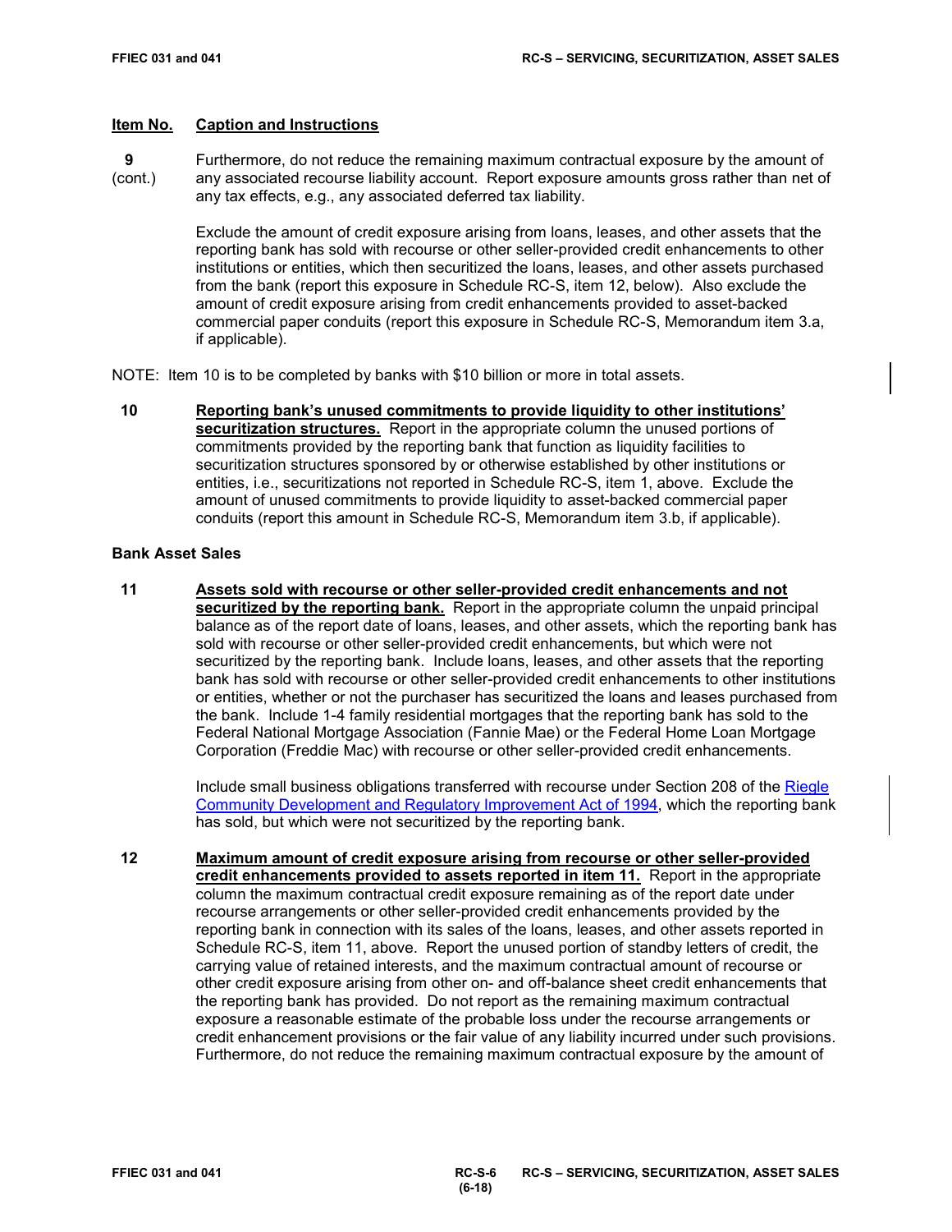## Item No. Caption and Instructions

**9** (cont.) Furthermore, do not reduce the remaining maximum contractual exposure by the amount of any associated recourse liability account. Report exposure amounts gross rather than net of any tax effects, e.g., any associated deferred tax liability.

Exclude the amount of credit exposure arising from loans, leases, and other assets that the reporting bank has sold with recourse or other seller-provided credit enhancements to other institutions or entities, which then securitized the loans, leases, and other assets purchased from the bank (report this exposure in Schedule RC-S, item 12, below). Also exclude the amount of credit exposure arising from credit enhancements provided to asset-backed commercial paper conduits (report this exposure in Schedule RC-S, Memorandum item 3.a, if applicable).

NOTE: Item 10 is to be completed by banks with $10 billion or more in total assets.

**10** **Reporting bank's unused commitments to provide liquidity to other institutions' securitization structures.** Report in the appropriate column the unused portions of commitments provided by the reporting bank that function as liquidity facilities to securitization structures sponsored by or otherwise established by other institutions or entities, i.e., securitizations not reported in Schedule RC-S, item 1, above. Exclude the amount of unused commitments to provide liquidity to asset-backed commercial paper conduits (report this amount in Schedule RC-S, Memorandum item 3.b, if applicable).

### Bank Asset Sales

**11** **Assets sold with recourse or other seller-provided credit enhancements and not securitized by the reporting bank.** Report in the appropriate column the unpaid principal balance as of the report date of loans, leases, and other assets, which the reporting bank has sold with recourse or other seller-provided credit enhancements, but which were not securitized by the reporting bank. Include loans, leases, and other assets that the reporting bank has sold with recourse or other seller-provided credit enhancements to other institutions or entities, whether or not the purchaser has securitized the loans and leases purchased from the bank. Include 1-4 family residential mortgages that the reporting bank has sold to the Federal National Mortgage Association (Fannie Mae) or the Federal Home Loan Mortgage Corporation (Freddie Mac) with recourse or other seller-provided credit enhancements.

Include small business obligations transferred with recourse under Section 208 of the Riegle Community Development and Regulatory Improvement Act of 1994, which the reporting bank has sold, but which were not securitized by the reporting bank.

**12** **Maximum amount of credit exposure arising from recourse or other seller-provided credit enhancements provided to assets reported in item 11.** Report in the appropriate column the maximum contractual credit exposure remaining as of the report date under recourse arrangements or other seller-provided credit enhancements provided by the reporting bank in connection with its sales of the loans, leases, and other assets reported in Schedule RC-S, item 11, above. Report the unused portion of standby letters of credit, the carrying value of retained interests, and the maximum contractual amount of recourse or other credit exposure arising from other on- and off-balance sheet credit enhancements that the reporting bank has provided. Do not report as the remaining maximum contractual exposure a reasonable estimate of the probable loss under the recourse arrangements or credit enhancement provisions or the fair value of any liability incurred under such provisions. Furthermore, do not reduce the remaining maximum contractual exposure by the amount of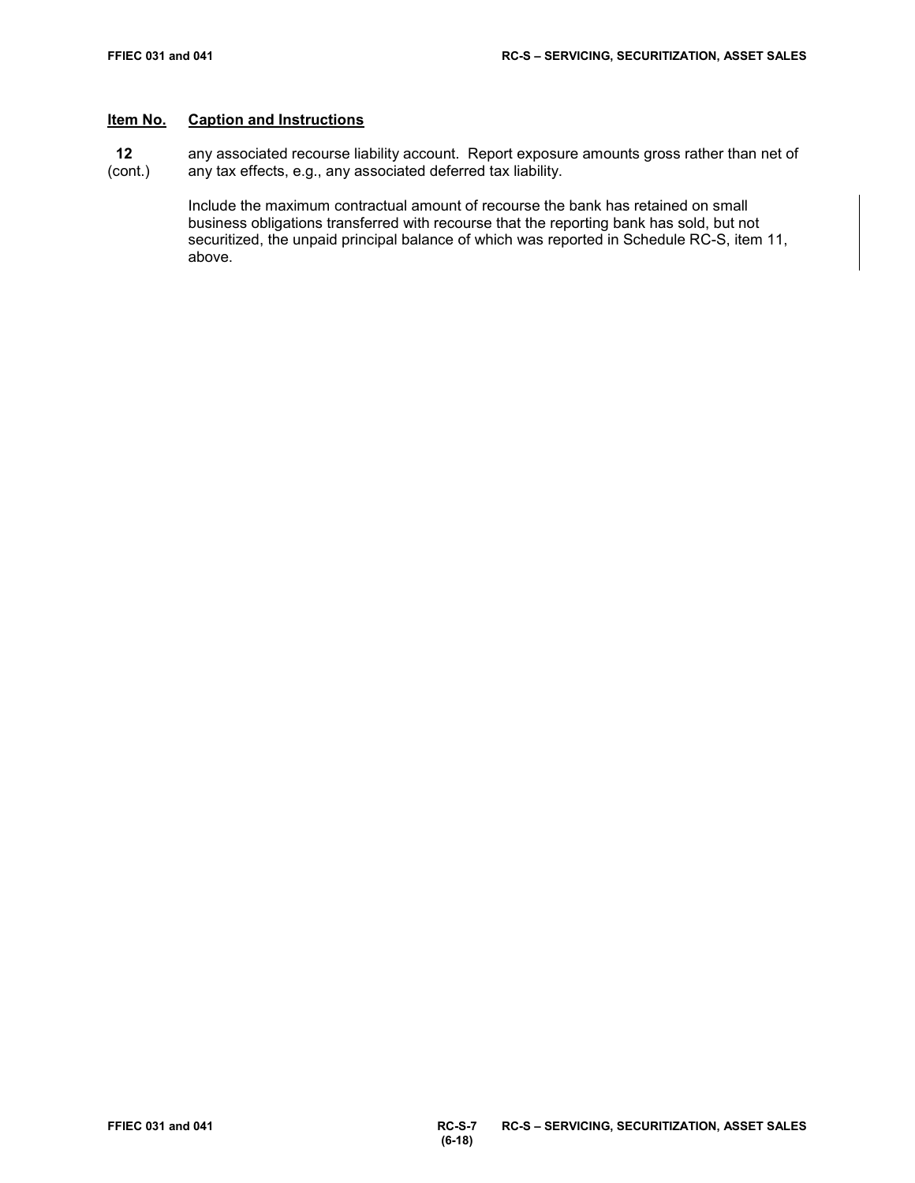| Item No. | Caption and Instructions |
| --- | --- |
| 12 (cont.) | any associated recourse liability account. Report exposure amounts gross rather than net of any tax effects, e.g., any associated deferred tax liability. |
| | Include the maximum contractual amount of recourse the bank has retained on small business obligations transferred with recourse that the reporting bank has sold, but not securitized, the unpaid principal balance of which was reported in Schedule RC-S, item 11, above. |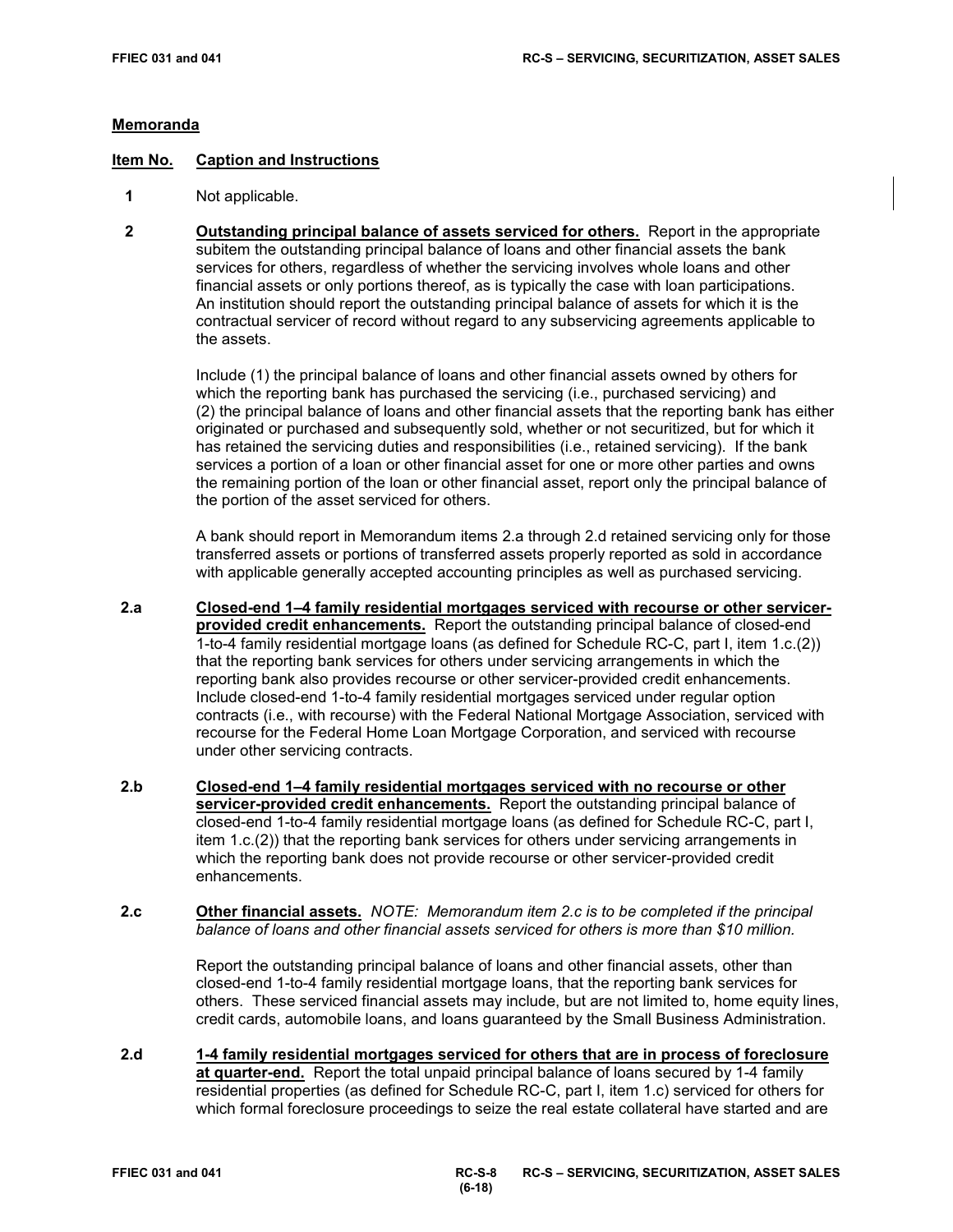## Memoranda

**Item No.** **Caption and Instructions**

**1** Not applicable.

**2** **Outstanding principal balance of assets serviced for others.** Report in the appropriate subitem the outstanding principal balance of loans and other financial assets the bank services for others, regardless of whether the servicing involves whole loans and other financial assets or only portions thereof, as is typically the case with loan participations. An institution should report the outstanding principal balance of assets for which it is the contractual servicer of record without regard to any subservicing agreements applicable to the assets.

Include (1) the principal balance of loans and other financial assets owned by others for which the reporting bank has purchased the servicing (i.e., purchased servicing) and (2) the principal balance of loans and other financial assets that the reporting bank has either originated or purchased and subsequently sold, whether or not securitized, but for which it has retained the servicing duties and responsibilities (i.e., retained servicing). If the bank services a portion of a loan or other financial asset for one or more other parties and owns the remaining portion of the loan or other financial asset, report only the principal balance of the portion of the asset serviced for others.

A bank should report in Memorandum items 2.a through 2.d retained servicing only for those transferred assets or portions of transferred assets properly reported as sold in accordance with applicable generally accepted accounting principles as well as purchased servicing.

**2.a** **Closed-end 1–4 family residential mortgages serviced with recourse or other servicer-provided credit enhancements.** Report the outstanding principal balance of closed-end 1-to-4 family residential mortgage loans (as defined for Schedule RC-C, part I, item 1.c.(2)) that the reporting bank services for others under servicing arrangements in which the reporting bank also provides recourse or other servicer-provided credit enhancements. Include closed-end 1-to-4 family residential mortgages serviced under regular option contracts (i.e., with recourse) with the Federal National Mortgage Association, serviced with recourse for the Federal Home Loan Mortgage Corporation, and serviced with recourse under other servicing contracts.

**2.b** **Closed-end 1–4 family residential mortgages serviced with no recourse or other servicer-provided credit enhancements.** Report the outstanding principal balance of closed-end 1-to-4 family residential mortgage loans (as defined for Schedule RC-C, part I, item 1.c.(2)) that the reporting bank services for others under servicing arrangements in which the reporting bank does not provide recourse or other servicer-provided credit enhancements.

**2.c** **Other financial assets.** *NOTE: Memorandum item 2.c is to be completed if the principal balance of loans and other financial assets serviced for others is more than $10 million.*

Report the outstanding principal balance of loans and other financial assets, other than closed-end 1-to-4 family residential mortgage loans, that the reporting bank services for others. These serviced financial assets may include, but are not limited to, home equity lines, credit cards, automobile loans, and loans guaranteed by the Small Business Administration.

**2.d** **1-4 family residential mortgages serviced for others that are in process of foreclosure at quarter-end.** Report the total unpaid principal balance of loans secured by 1-4 family residential properties (as defined for Schedule RC-C, part I, item 1.c) serviced for others for which formal foreclosure proceedings to seize the real estate collateral have started and are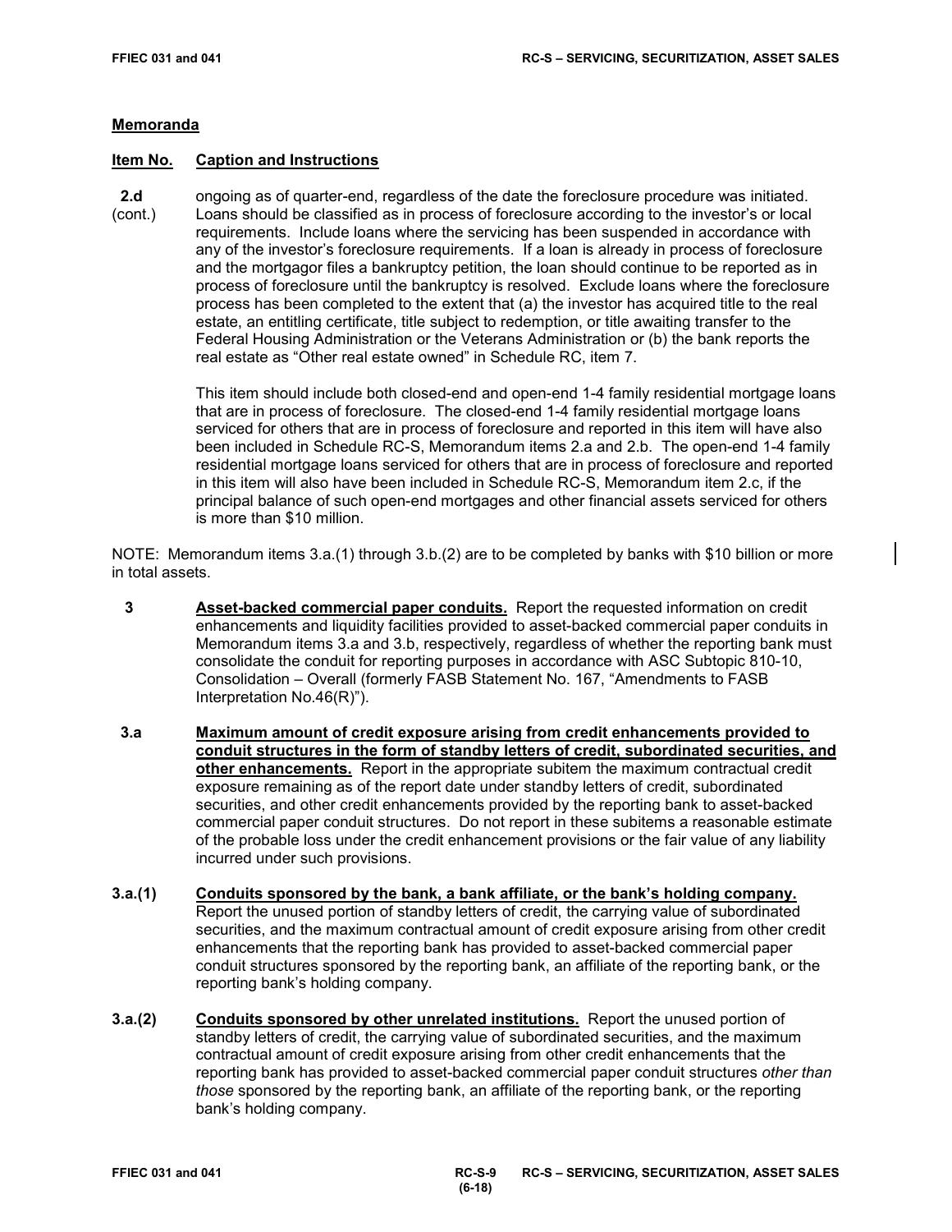## Memoranda

**Item No.** **Caption and Instructions**

**2.d** (cont.) ongoing as of quarter-end, regardless of the date the foreclosure procedure was initiated. Loans should be classified as in process of foreclosure according to the investor's or local requirements. Include loans where the servicing has been suspended in accordance with any of the investor's foreclosure requirements. If a loan is already in process of foreclosure and the mortgagor files a bankruptcy petition, the loan should continue to be reported as in process of foreclosure until the bankruptcy is resolved. Exclude loans where the foreclosure process has been completed to the extent that (a) the investor has acquired title to the real estate, an entitling certificate, title subject to redemption, or title awaiting transfer to the Federal Housing Administration or the Veterans Administration or (b) the bank reports the real estate as "Other real estate owned" in Schedule RC, item 7.

This item should include both closed-end and open-end 1-4 family residential mortgage loans that are in process of foreclosure. The closed-end 1-4 family residential mortgage loans serviced for others that are in process of foreclosure and reported in this item will have also been included in Schedule RC-S, Memorandum items 2.a and 2.b. The open-end 1-4 family residential mortgage loans serviced for others that are in process of foreclosure and reported in this item will also have been included in Schedule RC-S, Memorandum item 2.c, if the principal balance of such open-end mortgages and other financial assets serviced for others is more than $10 million.

NOTE: Memorandum items 3.a.(1) through 3.b.(2) are to be completed by banks with $10 billion or more in total assets.

**3** **Asset-backed commercial paper conduits.** Report the requested information on credit enhancements and liquidity facilities provided to asset-backed commercial paper conduits in Memorandum items 3.a and 3.b, respectively, regardless of whether the reporting bank must consolidate the conduit for reporting purposes in accordance with ASC Subtopic 810-10, Consolidation – Overall (formerly FASB Statement No. 167, "Amendments to FASB Interpretation No.46(R)").

**3.a** **Maximum amount of credit exposure arising from credit enhancements provided to conduit structures in the form of standby letters of credit, subordinated securities, and other enhancements.** Report in the appropriate subitem the maximum contractual credit exposure remaining as of the report date under standby letters of credit, subordinated securities, and other credit enhancements provided by the reporting bank to asset-backed commercial paper conduit structures. Do not report in these subitems a reasonable estimate of the probable loss under the credit enhancement provisions or the fair value of any liability incurred under such provisions.

**3.a.(1)** **Conduits sponsored by the bank, a bank affiliate, or the bank's holding company.** Report the unused portion of standby letters of credit, the carrying value of subordinated securities, and the maximum contractual amount of credit exposure arising from other credit enhancements that the reporting bank has provided to asset-backed commercial paper conduit structures sponsored by the reporting bank, an affiliate of the reporting bank, or the reporting bank's holding company.

**3.a.(2)** **Conduits sponsored by other unrelated institutions.** Report the unused portion of standby letters of credit, the carrying value of subordinated securities, and the maximum contractual amount of credit exposure arising from other credit enhancements that the reporting bank has provided to asset-backed commercial paper conduit structures *other than those* sponsored by the reporting bank, an affiliate of the reporting bank, or the reporting bank's holding company.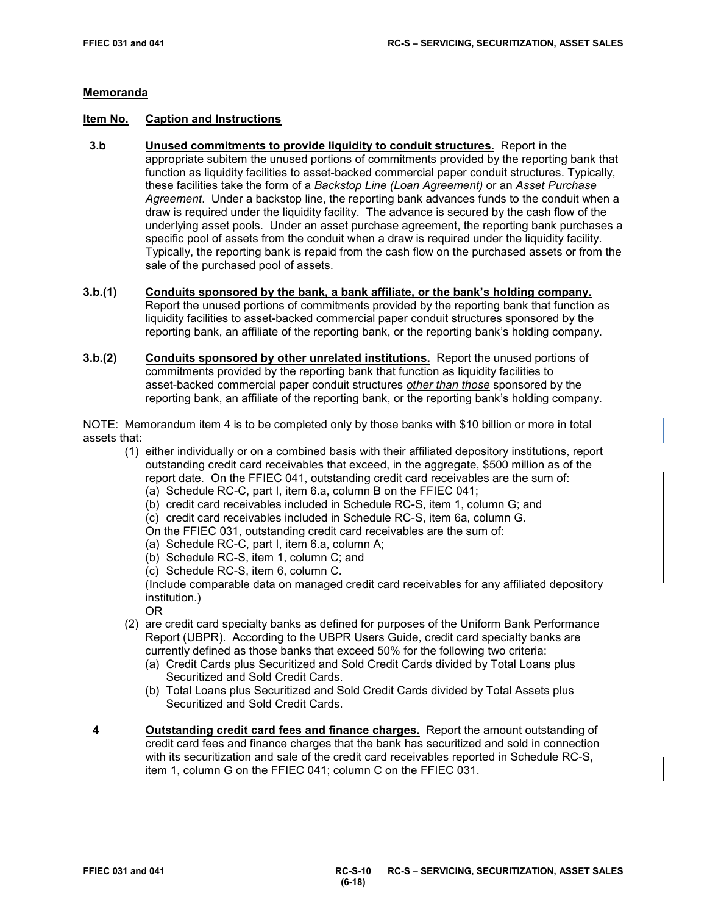**Memoranda**

**Item No. Caption and Instructions**

**3.b** **Unused commitments to provide liquidity to conduit structures.** Report in the appropriate subitem the unused portions of commitments provided by the reporting bank that function as liquidity facilities to asset-backed commercial paper conduit structures. Typically, these facilities take the form of a *Backstop Line (Loan Agreement)* or an *Asset Purchase Agreement*. Under a backstop line, the reporting bank advances funds to the conduit when a draw is required under the liquidity facility. The advance is secured by the cash flow of the underlying asset pools. Under an asset purchase agreement, the reporting bank purchases a specific pool of assets from the conduit when a draw is required under the liquidity facility. Typically, the reporting bank is repaid from the cash flow on the purchased assets or from the sale of the purchased pool of assets.

**3.b.(1)** **Conduits sponsored by the bank, a bank affiliate, or the bank's holding company.** Report the unused portions of commitments provided by the reporting bank that function as liquidity facilities to asset-backed commercial paper conduit structures sponsored by the reporting bank, an affiliate of the reporting bank, or the reporting bank's holding company.

**3.b.(2)** **Conduits sponsored by other unrelated institutions.** Report the unused portions of commitments provided by the reporting bank that function as liquidity facilities to asset-backed commercial paper conduit structures *other than those* sponsored by the reporting bank, an affiliate of the reporting bank, or the reporting bank's holding company.

NOTE: Memorandum item 4 is to be completed only by those banks with $10 billion or more in total assets that:

(1) either individually or on a combined basis with their affiliated depository institutions, report outstanding credit card receivables that exceed, in the aggregate, $500 million as of the report date. On the FFIEC 041, outstanding credit card receivables are the sum of:
   (a) Schedule RC-C, part I, item 6.a, column B on the FFIEC 041;
   (b) credit card receivables included in Schedule RC-S, item 1, column G; and
   (c) credit card receivables included in Schedule RC-S, item 6a, column G.
   
   On the FFIEC 031, outstanding credit card receivables are the sum of:
   (a) Schedule RC-C, part I, item 6.a, column A;
   (b) Schedule RC-S, item 1, column C; and
   (c) Schedule RC-S, item 6, column C.
   
   (Include comparable data on managed credit card receivables for any affiliated depository institution.)
   
   OR

(2) are credit card specialty banks as defined for purposes of the Uniform Bank Performance Report (UBPR). According to the UBPR Users Guide, credit card specialty banks are currently defined as those banks that exceed 50% for the following two criteria:
   (a) Credit Cards plus Securitized and Sold Credit Cards divided by Total Loans plus Securitized and Sold Credit Cards.
   (b) Total Loans plus Securitized and Sold Credit Cards divided by Total Assets plus Securitized and Sold Credit Cards.

**4** **Outstanding credit card fees and finance charges.** Report the amount outstanding of credit card fees and finance charges that the bank has securitized and sold in connection with its securitization and sale of the credit card receivables reported in Schedule RC-S, item 1, column G on the FFIEC 041; column C on the FFIEC 031.